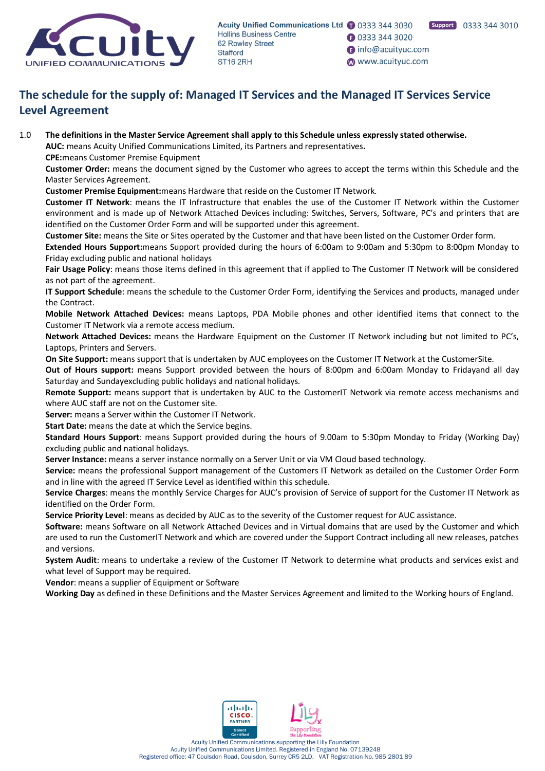# The schedule for the supply of: Managed IT Services and the Managed IT Services Service Level Agreement

1.0 **The definitions in the Master Service Agreement shall apply to this Schedule unless expressly stated otherwise.**

**AUC:** means Acuity Unified Communications Limited, its Partners and representatives**.**

**CPE:**means Customer Premise Equipment

**Customer Order:** means the document signed by the Customer who agrees to accept the terms within this Schedule and the Master Services Agreement.

**Customer Premise Equipment:**means Hardware that reside on the Customer IT Network.

**Customer IT Network**: means the IT Infrastructure that enables the use of the Customer IT Network within the Customer environment and is made up of Network Attached Devices including: Switches, Servers, Software, PC's and printers that are identified on the Customer Order Form and will be supported under this agreement.

**Customer Site:** means the Site or Sites operated by the Customer and that have been listed on the Customer Order form.

**Extended Hours Support:**means Support provided during the hours of 6:00am to 9:00am and 5:30pm to 8:00pm Monday to Friday excluding public and national holidays

**Fair Usage Policy**: means those items defined in this agreement that if applied to The Customer IT Network will be considered as not part of the agreement.

**IT Support Schedule**: means the schedule to the Customer Order Form, identifying the Services and products, managed under the Contract.

**Mobile Network Attached Devices:** means Laptops, PDA Mobile phones and other identified items that connect to the Customer IT Network via a remote access medium.

**Network Attached Devices:** means the Hardware Equipment on the Customer IT Network including but not limited to PC's, Laptops, Printers and Servers.

**On Site Support:** means support that is undertaken by AUC employees on the Customer IT Network at the CustomerSite.

**Out of Hours support:** means Support provided between the hours of 8:00pm and 6:00am Monday to Fridayand all day Saturday and Sundayexcluding public holidays and national holidays.

**Remote Support:** means support that is undertaken by AUC to the CustomerIT Network via remote access mechanisms and where AUC staff are not on the Customer site.

**Server:** means a Server within the Customer IT Network.

**Start Date:** means the date at which the Service begins.

**Standard Hours Support**: means Support provided during the hours of 9.00am to 5:30pm Monday to Friday (Working Day) excluding public and national holidays.

**Server Instance:** means a server instance normally on a Server Unit or via VM Cloud based technology.

**Service:** means the professional Support management of the Customers IT Network as detailed on the Customer Order Form and in line with the agreed IT Service Level as identified within this schedule.

**Service Charges**: means the monthly Service Charges for AUC's provision of Service of support for the Customer IT Network as identified on the Order Form.

**Service Priority Level**: means as decided by AUC as to the severity of the Customer request for AUC assistance.

**Software:** means Software on all Network Attached Devices and in Virtual domains that are used by the Customer and which are used to run the CustomerIT Network and which are covered under the Support Contract including all new releases, patches and versions.

**System Audit**: means to undertake a review of the Customer IT Network to determine what products and services exist and what level of Support may be required.

**Vendor**: means a supplier of Equipment or Software

**Working Day** as defined in these Definitions and the Master Services Agreement and limited to the Working hours of England.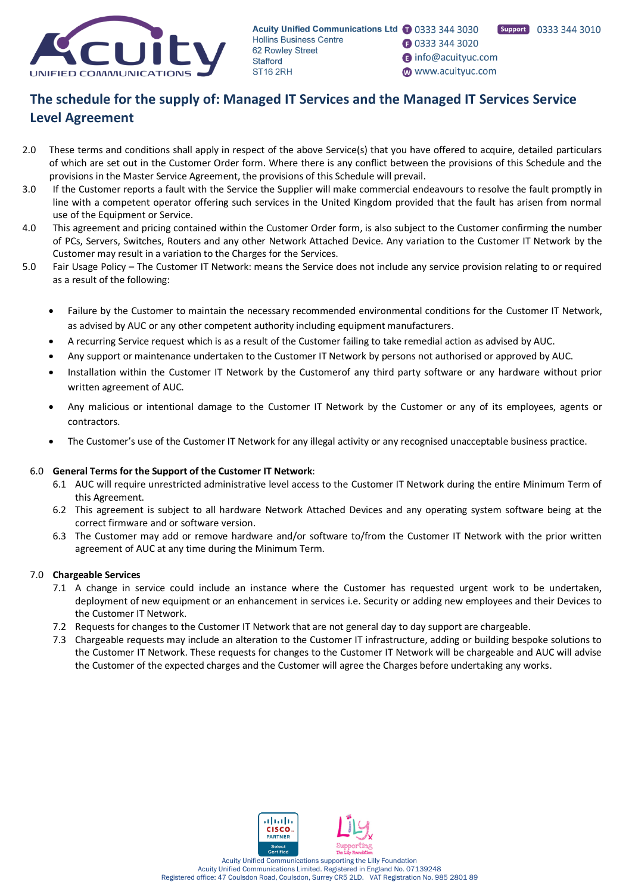## The schedule for the supply of: Managed IT Services and the Managed IT Services Service Level Agreement

2.0 These terms and conditions shall apply in respect of the above Service(s) that you have offered to acquire, detailed particulars of which are set out in the Customer Order form. Where there is any conflict between the provisions of this Schedule and the provisions in the Master Service Agreement, the provisions of this Schedule will prevail.

3.0 If the Customer reports a fault with the Service the Supplier will make commercial endeavours to resolve the fault promptly in line with a competent operator offering such services in the United Kingdom provided that the fault has arisen from normal use of the Equipment or Service.

4.0 This agreement and pricing contained within the Customer Order form, is also subject to the Customer confirming the number of PCs, Servers, Switches, Routers and any other Network Attached Device. Any variation to the Customer IT Network by the Customer may result in a variation to the Charges for the Services.

5.0 Fair Usage Policy – The Customer IT Network: means the Service does not include any service provision relating to or required as a result of the following:

- Failure by the Customer to maintain the necessary recommended environmental conditions for the Customer IT Network, as advised by AUC or any other competent authority including equipment manufacturers.
- A recurring Service request which is as a result of the Customer failing to take remedial action as advised by AUC.
- Any support or maintenance undertaken to the Customer IT Network by persons not authorised or approved by AUC.
- Installation within the Customer IT Network by the Customerof any third party software or any hardware without prior written agreement of AUC.
- Any malicious or intentional damage to the Customer IT Network by the Customer or any of its employees, agents or contractors.
- The Customer's use of the Customer IT Network for any illegal activity or any recognised unacceptable business practice.

6.0 **General Terms for the Support of the Customer IT Network**:

6.1 AUC will require unrestricted administrative level access to the Customer IT Network during the entire Minimum Term of this Agreement.

6.2 This agreement is subject to all hardware Network Attached Devices and any operating system software being at the correct firmware and or software version.

6.3 The Customer may add or remove hardware and/or software to/from the Customer IT Network with the prior written agreement of AUC at any time during the Minimum Term.

7.0 **Chargeable Services**

7.1 A change in service could include an instance where the Customer has requested urgent work to be undertaken, deployment of new equipment or an enhancement in services i.e. Security or adding new employees and their Devices to the Customer IT Network.

7.2 Requests for changes to the Customer IT Network that are not general day to day support are chargeable.

7.3 Chargeable requests may include an alteration to the Customer IT infrastructure, adding or building bespoke solutions to the Customer IT Network. These requests for changes to the Customer IT Network will be chargeable and AUC will advise the Customer of the expected charges and the Customer will agree the Charges before undertaking any works.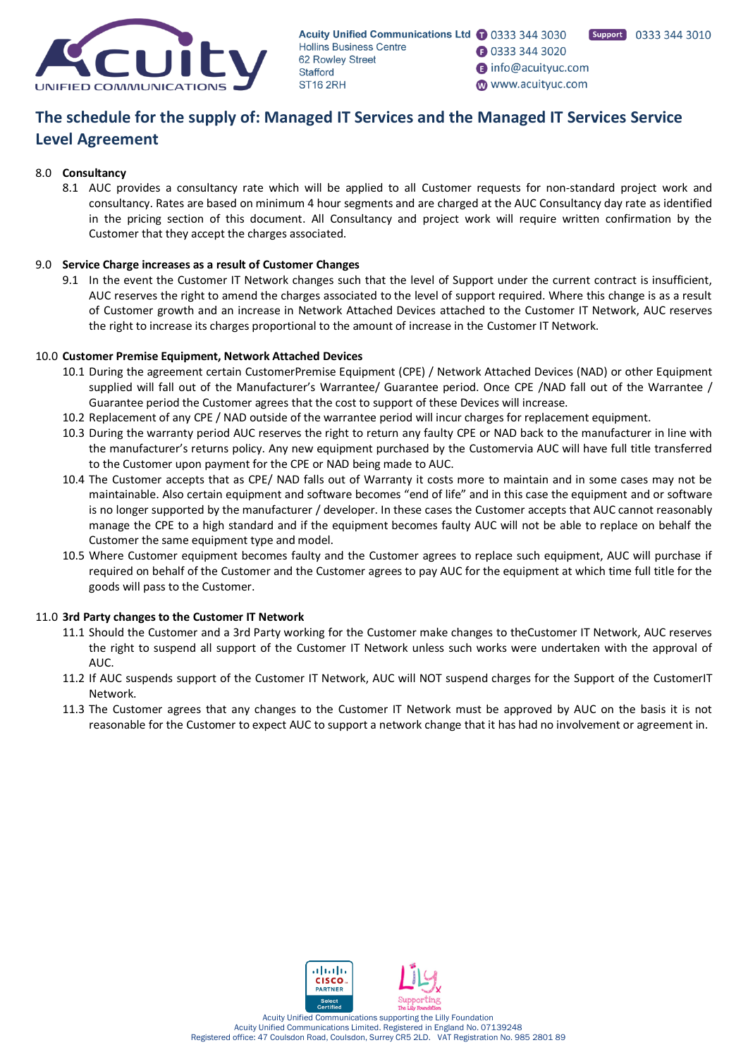## The schedule for the supply of: Managed IT Services and the Managed IT Services Service Level Agreement

8.0 **Consultancy**

8.1 AUC provides a consultancy rate which will be applied to all Customer requests for non-standard project work and consultancy. Rates are based on minimum 4 hour segments and are charged at the AUC Consultancy day rate as identified in the pricing section of this document. All Consultancy and project work will require written confirmation by the Customer that they accept the charges associated.

9.0 **Service Charge increases as a result of Customer Changes**

9.1 In the event the Customer IT Network changes such that the level of Support under the current contract is insufficient, AUC reserves the right to amend the charges associated to the level of support required. Where this change is as a result of Customer growth and an increase in Network Attached Devices attached to the Customer IT Network, AUC reserves the right to increase its charges proportional to the amount of increase in the Customer IT Network.

10.0 **Customer Premise Equipment, Network Attached Devices**

10.1 During the agreement certain CustomerPremise Equipment (CPE) / Network Attached Devices (NAD) or other Equipment supplied will fall out of the Manufacturer's Warrantee/ Guarantee period. Once CPE /NAD fall out of the Warrantee / Guarantee period the Customer agrees that the cost to support of these Devices will increase.

10.2 Replacement of any CPE / NAD outside of the warrantee period will incur charges for replacement equipment.

10.3 During the warranty period AUC reserves the right to return any faulty CPE or NAD back to the manufacturer in line with the manufacturer's returns policy. Any new equipment purchased by the Customervia AUC will have full title transferred to the Customer upon payment for the CPE or NAD being made to AUC.

10.4 The Customer accepts that as CPE/ NAD falls out of Warranty it costs more to maintain and in some cases may not be maintainable. Also certain equipment and software becomes "end of life" and in this case the equipment and or software is no longer supported by the manufacturer / developer. In these cases the Customer accepts that AUC cannot reasonably manage the CPE to a high standard and if the equipment becomes faulty AUC will not be able to replace on behalf the Customer the same equipment type and model.

10.5 Where Customer equipment becomes faulty and the Customer agrees to replace such equipment, AUC will purchase if required on behalf of the Customer and the Customer agrees to pay AUC for the equipment at which time full title for the goods will pass to the Customer.

11.0 **3rd Party changes to the Customer IT Network**

11.1 Should the Customer and a 3rd Party working for the Customer make changes to theCustomer IT Network, AUC reserves the right to suspend all support of the Customer IT Network unless such works were undertaken with the approval of AUC.

11.2 If AUC suspends support of the Customer IT Network, AUC will NOT suspend charges for the Support of the CustomerIT Network.

11.3 The Customer agrees that any changes to the Customer IT Network must be approved by AUC on the basis it is not reasonable for the Customer to expect AUC to support a network change that it has had no involvement or agreement in.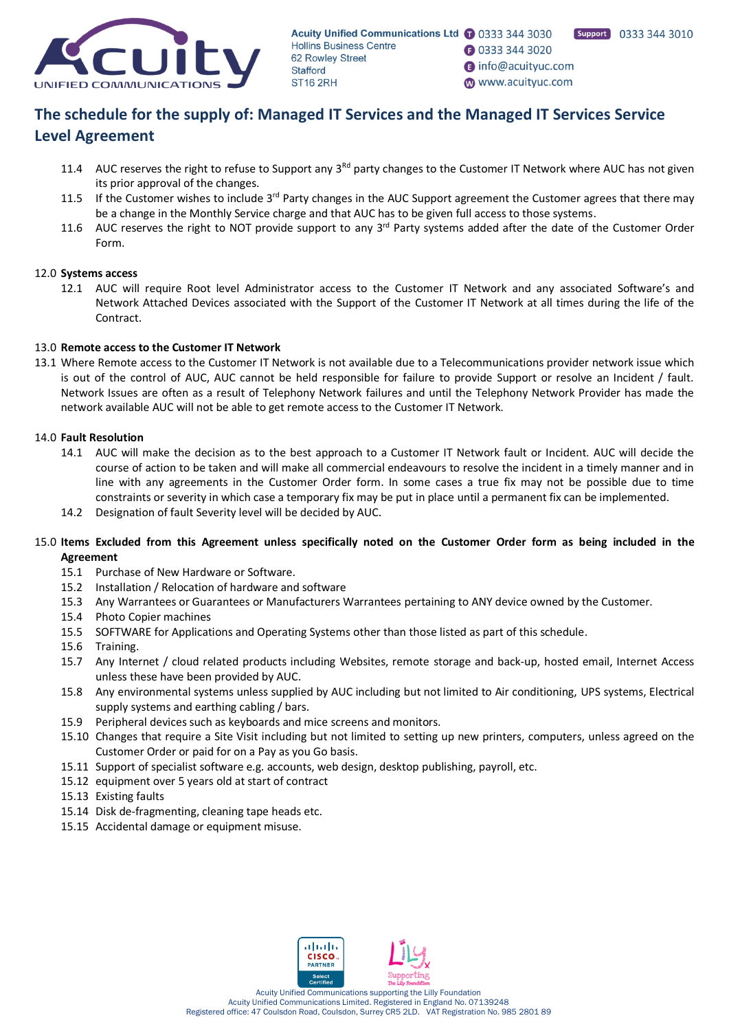## The schedule for the supply of: Managed IT Services and the Managed IT Services Service Level Agreement

11.4 AUC reserves the right to refuse to Support any 3[Rd] party changes to the Customer IT Network where AUC has not given its prior approval of the changes.

11.5 If the Customer wishes to include 3[rd] Party changes in the AUC Support agreement the Customer agrees that there may be a change in the Monthly Service charge and that AUC has to be given full access to those systems.

11.6 AUC reserves the right to NOT provide support to any 3[rd] Party systems added after the date of the Customer Order Form.

12.0 **Systems access**

12.1 AUC will require Root level Administrator access to the Customer IT Network and any associated Software's and Network Attached Devices associated with the Support of the Customer IT Network at all times during the life of the Contract.

13.0 **Remote access to the Customer IT Network**

13.1 Where Remote access to the Customer IT Network is not available due to a Telecommunications provider network issue which is out of the control of AUC, AUC cannot be held responsible for failure to provide Support or resolve an Incident / fault. Network Issues are often as a result of Telephony Network failures and until the Telephony Network Provider has made the network available AUC will not be able to get remote access to the Customer IT Network.

14.0 **Fault Resolution**

14.1 AUC will make the decision as to the best approach to a Customer IT Network fault or Incident. AUC will decide the course of action to be taken and will make all commercial endeavours to resolve the incident in a timely manner and in line with any agreements in the Customer Order form. In some cases a true fix may not be possible due to time constraints or severity in which case a temporary fix may be put in place until a permanent fix can be implemented.

14.2 Designation of fault Severity level will be decided by AUC.

15.0 **Items Excluded from this Agreement unless specifically noted on the Customer Order form as being included in the Agreement**

15.1 Purchase of New Hardware or Software.

15.2 Installation / Relocation of hardware and software

15.3 Any Warrantees or Guarantees or Manufacturers Warrantees pertaining to ANY device owned by the Customer.

15.4 Photo Copier machines

15.5 SOFTWARE for Applications and Operating Systems other than those listed as part of this schedule.

15.6 Training.

15.7 Any Internet / cloud related products including Websites, remote storage and back-up, hosted email, Internet Access unless these have been provided by AUC.

15.8 Any environmental systems unless supplied by AUC including but not limited to Air conditioning, UPS systems, Electrical supply systems and earthing cabling / bars.

15.9 Peripheral devices such as keyboards and mice screens and monitors.

15.10 Changes that require a Site Visit including but not limited to setting up new printers, computers, unless agreed on the Customer Order or paid for on a Pay as you Go basis.

15.11 Support of specialist software e.g. accounts, web design, desktop publishing, payroll, etc.

15.12 equipment over 5 years old at start of contract

15.13 Existing faults

15.14 Disk de-fragmenting, cleaning tape heads etc.

15.15 Accidental damage or equipment misuse.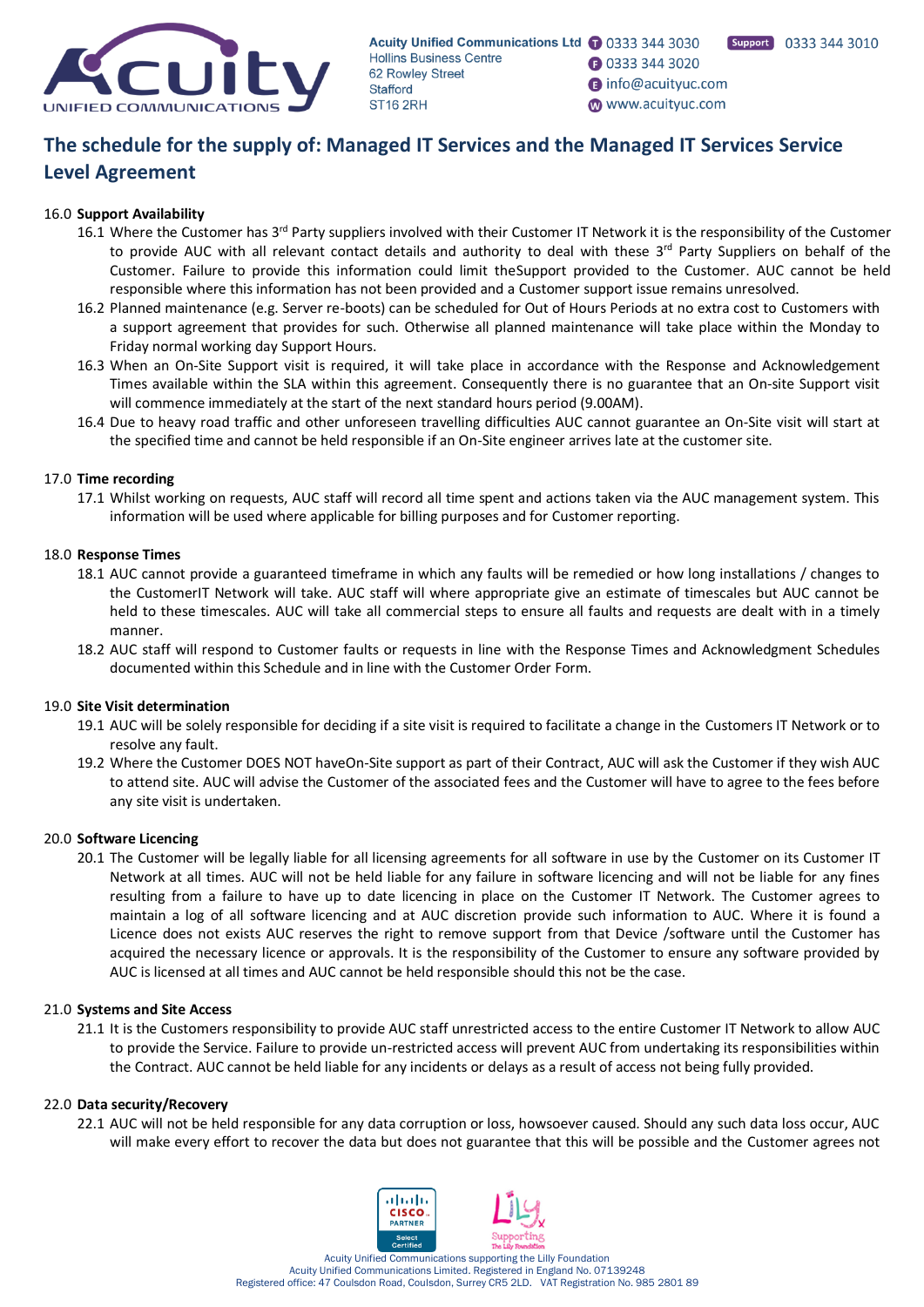## The schedule for the supply of: Managed IT Services and the Managed IT Services Service Level Agreement

16.0 **Support Availability**

16.1 Where the Customer has 3rd Party suppliers involved with their Customer IT Network it is the responsibility of the Customer to provide AUC with all relevant contact details and authority to deal with these 3rd Party Suppliers on behalf of the Customer. Failure to provide this information could limit theSupport provided to the Customer. AUC cannot be held responsible where this information has not been provided and a Customer support issue remains unresolved.

16.2 Planned maintenance (e.g. Server re-boots) can be scheduled for Out of Hours Periods at no extra cost to Customers with a support agreement that provides for such. Otherwise all planned maintenance will take place within the Monday to Friday normal working day Support Hours.

16.3 When an On-Site Support visit is required, it will take place in accordance with the Response and Acknowledgement Times available within the SLA within this agreement. Consequently there is no guarantee that an On-site Support visit will commence immediately at the start of the next standard hours period (9.00AM).

16.4 Due to heavy road traffic and other unforeseen travelling difficulties AUC cannot guarantee an On-Site visit will start at the specified time and cannot be held responsible if an On-Site engineer arrives late at the customer site.

17.0 **Time recording**

17.1 Whilst working on requests, AUC staff will record all time spent and actions taken via the AUC management system. This information will be used where applicable for billing purposes and for Customer reporting.

18.0 **Response Times**

18.1 AUC cannot provide a guaranteed timeframe in which any faults will be remedied or how long installations / changes to the CustomerIT Network will take. AUC staff will where appropriate give an estimate of timescales but AUC cannot be held to these timescales. AUC will take all commercial steps to ensure all faults and requests are dealt with in a timely manner.

18.2 AUC staff will respond to Customer faults or requests in line with the Response Times and Acknowledgment Schedules documented within this Schedule and in line with the Customer Order Form.

19.0 **Site Visit determination**

19.1 AUC will be solely responsible for deciding if a site visit is required to facilitate a change in the Customers IT Network or to resolve any fault.

19.2 Where the Customer DOES NOT haveOn-Site support as part of their Contract, AUC will ask the Customer if they wish AUC to attend site. AUC will advise the Customer of the associated fees and the Customer will have to agree to the fees before any site visit is undertaken.

20.0 **Software Licencing**

20.1 The Customer will be legally liable for all licensing agreements for all software in use by the Customer on its Customer IT Network at all times. AUC will not be held liable for any failure in software licencing and will not be liable for any fines resulting from a failure to have up to date licencing in place on the Customer IT Network. The Customer agrees to maintain a log of all software licencing and at AUC discretion provide such information to AUC. Where it is found a Licence does not exists AUC reserves the right to remove support from that Device /software until the Customer has acquired the necessary licence or approvals. It is the responsibility of the Customer to ensure any software provided by AUC is licensed at all times and AUC cannot be held responsible should this not be the case.

21.0 **Systems and Site Access**

21.1 It is the Customers responsibility to provide AUC staff unrestricted access to the entire Customer IT Network to allow AUC to provide the Service. Failure to provide un-restricted access will prevent AUC from undertaking its responsibilities within the Contract. AUC cannot be held liable for any incidents or delays as a result of access not being fully provided.

22.0 **Data security/Recovery**

22.1 AUC will not be held responsible for any data corruption or loss, howsoever caused. Should any such data loss occur, AUC will make every effort to recover the data but does not guarantee that this will be possible and the Customer agrees not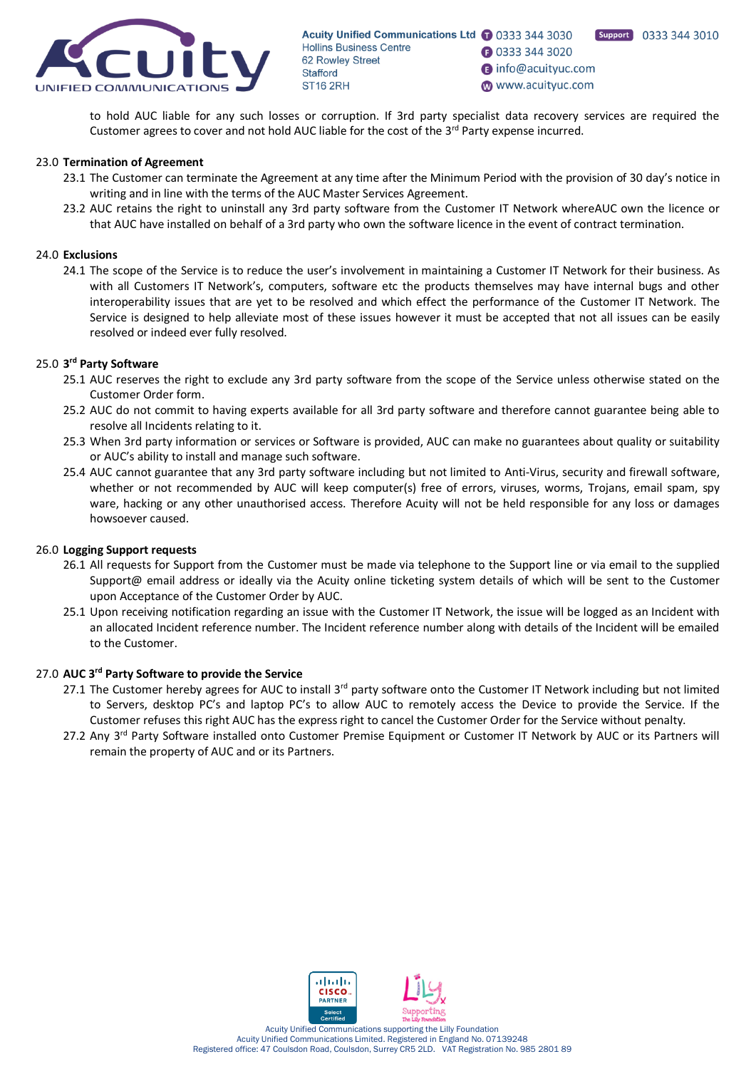to hold AUC liable for any such losses or corruption. If 3rd party specialist data recovery services are required the Customer agrees to cover and not hold AUC liable for the cost of the 3rd Party expense incurred.

23.0 **Termination of Agreement**

23.1 The Customer can terminate the Agreement at any time after the Minimum Period with the provision of 30 day's notice in writing and in line with the terms of the AUC Master Services Agreement.

23.2 AUC retains the right to uninstall any 3rd party software from the Customer IT Network whereAUC own the licence or that AUC have installed on behalf of a 3rd party who own the software licence in the event of contract termination.

24.0 **Exclusions**

24.1 The scope of the Service is to reduce the user's involvement in maintaining a Customer IT Network for their business. As with all Customers IT Network's, computers, software etc the products themselves may have internal bugs and other interoperability issues that are yet to be resolved and which effect the performance of the Customer IT Network. The Service is designed to help alleviate most of these issues however it must be accepted that not all issues can be easily resolved or indeed ever fully resolved.

25.0 **3rd Party Software**

25.1 AUC reserves the right to exclude any 3rd party software from the scope of the Service unless otherwise stated on the Customer Order form.

25.2 AUC do not commit to having experts available for all 3rd party software and therefore cannot guarantee being able to resolve all Incidents relating to it.

25.3 When 3rd party information or services or Software is provided, AUC can make no guarantees about quality or suitability or AUC's ability to install and manage such software.

25.4 AUC cannot guarantee that any 3rd party software including but not limited to Anti-Virus, security and firewall software, whether or not recommended by AUC will keep computer(s) free of errors, viruses, worms, Trojans, email spam, spy ware, hacking or any other unauthorised access. Therefore Acuity will not be held responsible for any loss or damages howsoever caused.

26.0 **Logging Support requests**

26.1 All requests for Support from the Customer must be made via telephone to the Support line or via email to the supplied Support@ email address or ideally via the Acuity online ticketing system details of which will be sent to the Customer upon Acceptance of the Customer Order by AUC.

25.1 Upon receiving notification regarding an issue with the Customer IT Network, the issue will be logged as an Incident with an allocated Incident reference number. The Incident reference number along with details of the Incident will be emailed to the Customer.

27.0 **AUC 3rd Party Software to provide the Service**

27.1 The Customer hereby agrees for AUC to install 3rd party software onto the Customer IT Network including but not limited to Servers, desktop PC's and laptop PC's to allow AUC to remotely access the Device to provide the Service. If the Customer refuses this right AUC has the express right to cancel the Customer Order for the Service without penalty.

27.2 Any 3rd Party Software installed onto Customer Premise Equipment or Customer IT Network by AUC or its Partners will remain the property of AUC and or its Partners.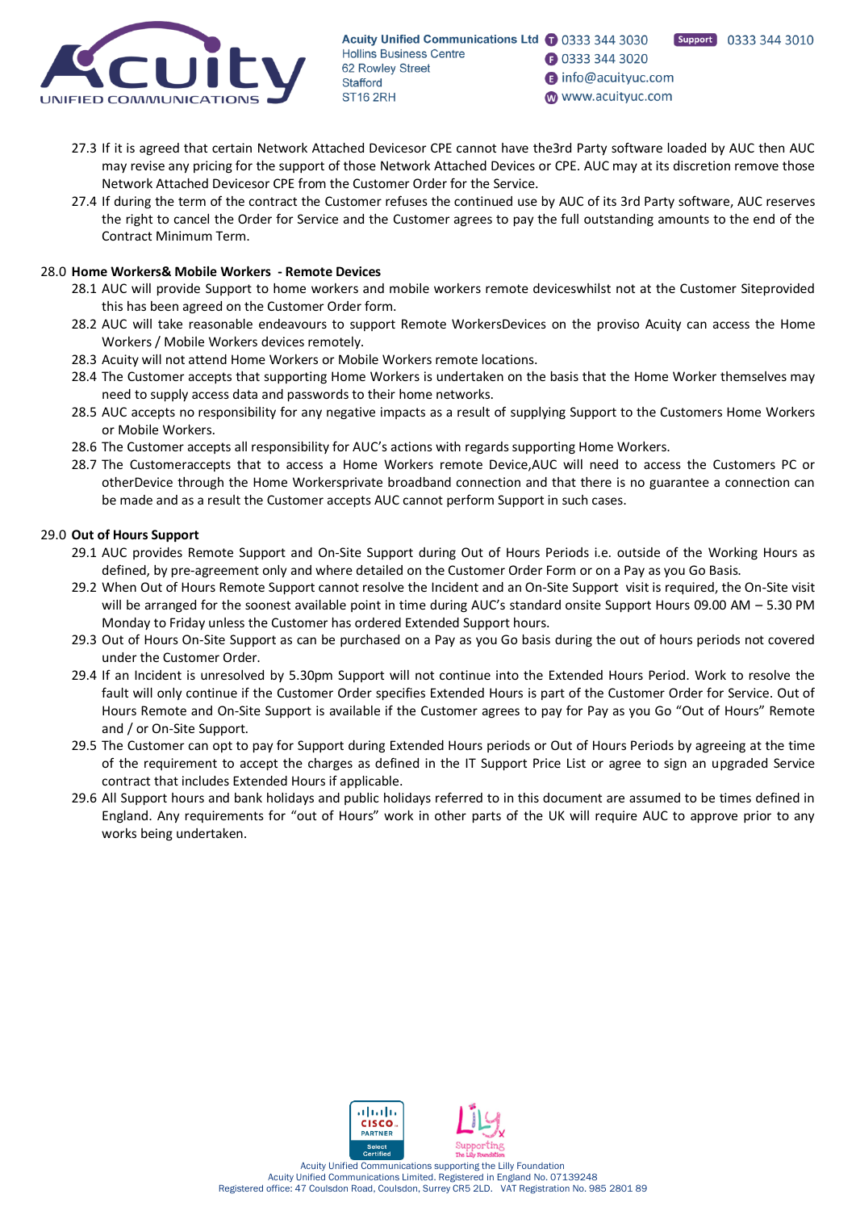27.3 If it is agreed that certain Network Attached Devicesor CPE cannot have the3rd Party software loaded by AUC then AUC may revise any pricing for the support of those Network Attached Devices or CPE. AUC may at its discretion remove those Network Attached Devicesor CPE from the Customer Order for the Service.

27.4 If during the term of the contract the Customer refuses the continued use by AUC of its 3rd Party software, AUC reserves the right to cancel the Order for Service and the Customer agrees to pay the full outstanding amounts to the end of the Contract Minimum Term.

28.0 **Home Workers& Mobile Workers - Remote Devices**

28.1 AUC will provide Support to home workers and mobile workers remote deviceswhilst not at the Customer Siteprovided this has been agreed on the Customer Order form.

28.2 AUC will take reasonable endeavours to support Remote WorkersDevices on the proviso Acuity can access the Home Workers / Mobile Workers devices remotely.

28.3 Acuity will not attend Home Workers or Mobile Workers remote locations.

28.4 The Customer accepts that supporting Home Workers is undertaken on the basis that the Home Worker themselves may need to supply access data and passwords to their home networks.

28.5 AUC accepts no responsibility for any negative impacts as a result of supplying Support to the Customers Home Workers or Mobile Workers.

28.6 The Customer accepts all responsibility for AUC's actions with regards supporting Home Workers.

28.7 The Customeraccepts that to access a Home Workers remote Device,AUC will need to access the Customers PC or otherDevice through the Home Workersprivate broadband connection and that there is no guarantee a connection can be made and as a result the Customer accepts AUC cannot perform Support in such cases.

29.0 **Out of Hours Support**

29.1 AUC provides Remote Support and On-Site Support during Out of Hours Periods i.e. outside of the Working Hours as defined, by pre-agreement only and where detailed on the Customer Order Form or on a Pay as you Go Basis.

29.2 When Out of Hours Remote Support cannot resolve the Incident and an On-Site Support visit is required, the On-Site visit will be arranged for the soonest available point in time during AUC's standard onsite Support Hours 09.00 AM – 5.30 PM Monday to Friday unless the Customer has ordered Extended Support hours.

29.3 Out of Hours On-Site Support as can be purchased on a Pay as you Go basis during the out of hours periods not covered under the Customer Order.

29.4 If an Incident is unresolved by 5.30pm Support will not continue into the Extended Hours Period. Work to resolve the fault will only continue if the Customer Order specifies Extended Hours is part of the Customer Order for Service. Out of Hours Remote and On-Site Support is available if the Customer agrees to pay for Pay as you Go "Out of Hours" Remote and / or On-Site Support.

29.5 The Customer can opt to pay for Support during Extended Hours periods or Out of Hours Periods by agreeing at the time of the requirement to accept the charges as defined in the IT Support Price List or agree to sign an upgraded Service contract that includes Extended Hours if applicable.

29.6 All Support hours and bank holidays and public holidays referred to in this document are assumed to be times defined in England. Any requirements for "out of Hours" work in other parts of the UK will require AUC to approve prior to any works being undertaken.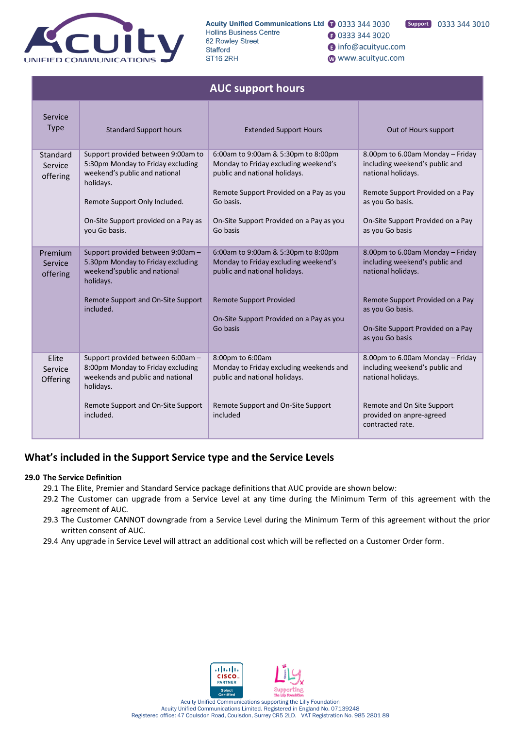| AUC support hours | | | |
|---|---|---|---|
| Service Type | Standard Support hours | Extended Support Hours | Out of Hours support |
| Standard Service offering | Support provided between 9:00am to 5:30pm Monday to Friday excluding weekend's public and national holidays.<br><br>Remote Support Only Included.<br><br>On-Site Support provided on a Pay as you Go basis. | 6:00am to 9:00am & 5:30pm to 8:00pm Monday to Friday excluding weekend's public and national holidays.<br><br>Remote Support Provided on a Pay as you Go basis.<br><br>On-Site Support Provided on a Pay as you Go basis | 8.00pm to 6.00am Monday – Friday including weekend's public and national holidays.<br><br>Remote Support Provided on a Pay as you Go basis.<br><br>On-Site Support Provided on a Pay as you Go basis |
| Premium Service offering | Support provided between 9:00am – 5.30pm Monday to Friday excluding weekend'spublic and national holidays.<br><br>Remote Support and On-Site Support included. | 6:00am to 9:00am & 5:30pm to 8:00pm Monday to Friday excluding weekend's public and national holidays.<br><br>Remote Support Provided<br><br>On-Site Support Provided on a Pay as you Go basis | 8.00pm to 6.00am Monday – Friday including weekend's public and national holidays.<br><br>Remote Support Provided on a Pay as you Go basis.<br><br>On-Site Support Provided on a Pay as you Go basis |
| Elite Service Offering | Support provided between 6:00am – 8:00pm Monday to Friday excluding weekends and public and national holidays.<br><br>Remote Support and On-Site Support included. | 8:00pm to 6:00am Monday to Friday excluding weekends and public and national holidays.<br><br>Remote Support and On-Site Support included | 8.00pm to 6.00am Monday – Friday including weekend's public and national holidays.<br><br>Remote and On Site Support provided on anpre-agreed contracted rate. |

## What's included in the Support Service type and the Service Levels

**29.0 The Service Definition**

29.1 The Elite, Premier and Standard Service package definitions that AUC provide are shown below:

29.2 The Customer can upgrade from a Service Level at any time during the Minimum Term of this agreement with the agreement of AUC.

29.3 The Customer CANNOT downgrade from a Service Level during the Minimum Term of this agreement without the prior written consent of AUC.

29.4 Any upgrade in Service Level will attract an additional cost which will be reflected on a Customer Order form.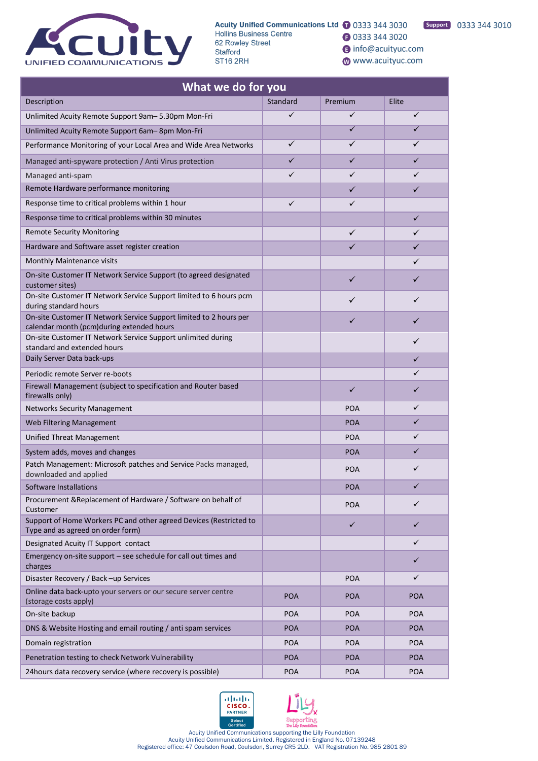**Acuity Unified Communications Ltd**
Hollins Business Centre
62 Rowley Street
Stafford
ST16 2RH

T 0333 344 3030
F 0333 344 3020
E info@acuityuc.com
W www.acuityuc.com

Support 0333 344 3010

## What we do for you

| Description | Standard | Premium | Elite |
|---|---|---|---|
| Unlimited Acuity Remote Support 9am– 5.30pm Mon-Fri | ✓ | ✓ | ✓ |
| Unlimited Acuity Remote Support 6am– 8pm Mon-Fri | | ✓ | ✓ |
| Performance Monitoring of your Local Area and Wide Area Networks | ✓ | ✓ | ✓ |
| Managed anti-spyware protection / Anti Virus protection | ✓ | ✓ | ✓ |
| Managed anti-spam | ✓ | ✓ | ✓ |
| Remote Hardware performance monitoring | | ✓ | ✓ |
| Response time to critical problems within 1 hour | ✓ | ✓ | |
| Response time to critical problems within 30 minutes | | | ✓ |
| Remote Security Monitoring | | ✓ | ✓ |
| Hardware and Software asset register creation | | ✓ | ✓ |
| Monthly Maintenance visits | | | ✓ |
| On-site Customer IT Network Service Support (to agreed designated customer sites) | | ✓ | ✓ |
| On-site Customer IT Network Service Support limited to 6 hours pcm during standard hours | | ✓ | ✓ |
| On-site Customer IT Network Service Support limited to 2 hours per calendar month (pcm)during extended hours | | ✓ | ✓ |
| On-site Customer IT Network Service Support unlimited during standard and extended hours | | | ✓ |
| Daily Server Data back-ups | | | ✓ |
| Periodic remote Server re-boots | | | ✓ |
| Firewall Management (subject to specification and Router based firewalls only) | | ✓ | ✓ |
| Networks Security Management | | POA | ✓ |
| Web Filtering Management | | POA | ✓ |
| Unified Threat Management | | POA | ✓ |
| System adds, moves and changes | | POA | ✓ |
| Patch Management: Microsoft patches and Service Packs managed, downloaded and applied | | POA | ✓ |
| Software Installations | | POA | ✓ |
| Procurement &Replacement of Hardware / Software on behalf of Customer | | POA | ✓ |
| Support of Home Workers PC and other agreed Devices (Restricted to Type and as agreed on order form) | | ✓ | ✓ |
| Designated Acuity IT Support contact | | | ✓ |
| Emergency on-site support – see schedule for call out times and charges | | | ✓ |
| Disaster Recovery / Back –up Services | | POA | ✓ |
| Online data back-upto your servers or our secure server centre (storage costs apply) | POA | POA | POA |
| On-site backup | POA | POA | POA |
| DNS & Website Hosting and email routing / anti spam services | POA | POA | POA |
| Domain registration | POA | POA | POA |
| Penetration testing to check Network Vulnerability | POA | POA | POA |
| 24hours data recovery service (where recovery is possible) | POA | POA | POA |

Acuity Unified Communications supporting the Lilly Foundation
Acuity Unified Communications Limited. Registered in England No. 07139248
Registered office: 47 Coulsdon Road, Coulsdon, Surrey CR5 2LD. VAT Registration No. 985 2801 89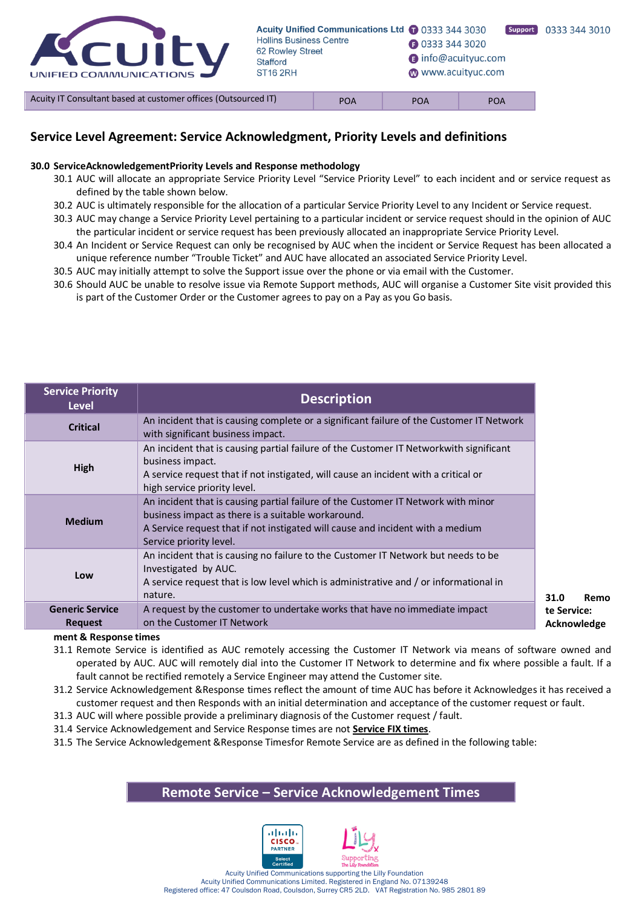| Acuity IT Consultant based at customer offices (Outsourced IT) | POA | POA | POA |
|---|---|---|---|

## Service Level Agreement: Service Acknowledgment, Priority Levels and definitions

**30.0 ServiceAcknowledgementPriority Levels and Response methodology**

30.1 AUC will allocate an appropriate Service Priority Level “Service Priority Level” to each incident and or service request as defined by the table shown below.

30.2 AUC is ultimately responsible for the allocation of a particular Service Priority Level to any Incident or Service request.

30.3 AUC may change a Service Priority Level pertaining to a particular incident or service request should in the opinion of AUC the particular incident or service request has been previously allocated an inappropriate Service Priority Level.

30.4 An Incident or Service Request can only be recognised by AUC when the incident or Service Request has been allocated a unique reference number “Trouble Ticket” and AUC have allocated an associated Service Priority Level.

30.5 AUC may initially attempt to solve the Support issue over the phone or via email with the Customer.

30.6 Should AUC be unable to resolve issue via Remote Support methods, AUC will organise a Customer Site visit provided this is part of the Customer Order or the Customer agrees to pay on a Pay as you Go basis.

| Service Priority Level | Description |
|---|---|
| **Critical** | An incident that is causing complete or a significant failure of the Customer IT Network with significant business impact. |
| **High** | An incident that is causing partial failure of the Customer IT Networkwith significant business impact.<br>A service request that if not instigated, will cause an incident with a critical or high service priority level. |
| **Medium** | An incident that is causing partial failure of the Customer IT Network with minor business impact as there is a suitable workaround.<br>A Service request that if not instigated will cause and incident with a medium Service priority level. |
| **Low** | An incident that is causing no failure to the Customer IT Network but needs to be Investigated by AUC.<br>A service request that is low level which is administrative and / or informational in nature. |
| **Generic Service Request** | A request by the customer to undertake works that have no immediate impact on the Customer IT Network |

**31.0 Remote Service: Acknowledgement & Response times**

31.1 Remote Service is identified as AUC remotely accessing the Customer IT Network via means of software owned and operated by AUC. AUC will remotely dial into the Customer IT Network to determine and fix where possible a fault. If a fault cannot be rectified remotely a Service Engineer may attend the Customer site.

31.2 Service Acknowledgement &Response times reflect the amount of time AUC has before it Acknowledges it has received a customer request and then Responds with an initial determination and acceptance of the customer request or fault.

31.3 AUC will where possible provide a preliminary diagnosis of the Customer request / fault.

31.4 Service Acknowledgement and Service Response times are not **Service FIX times**.

31.5 The Service Acknowledgement &Response Timesfor Remote Service are as defined in the following table:

**Remote Service – Service Acknowledgement Times**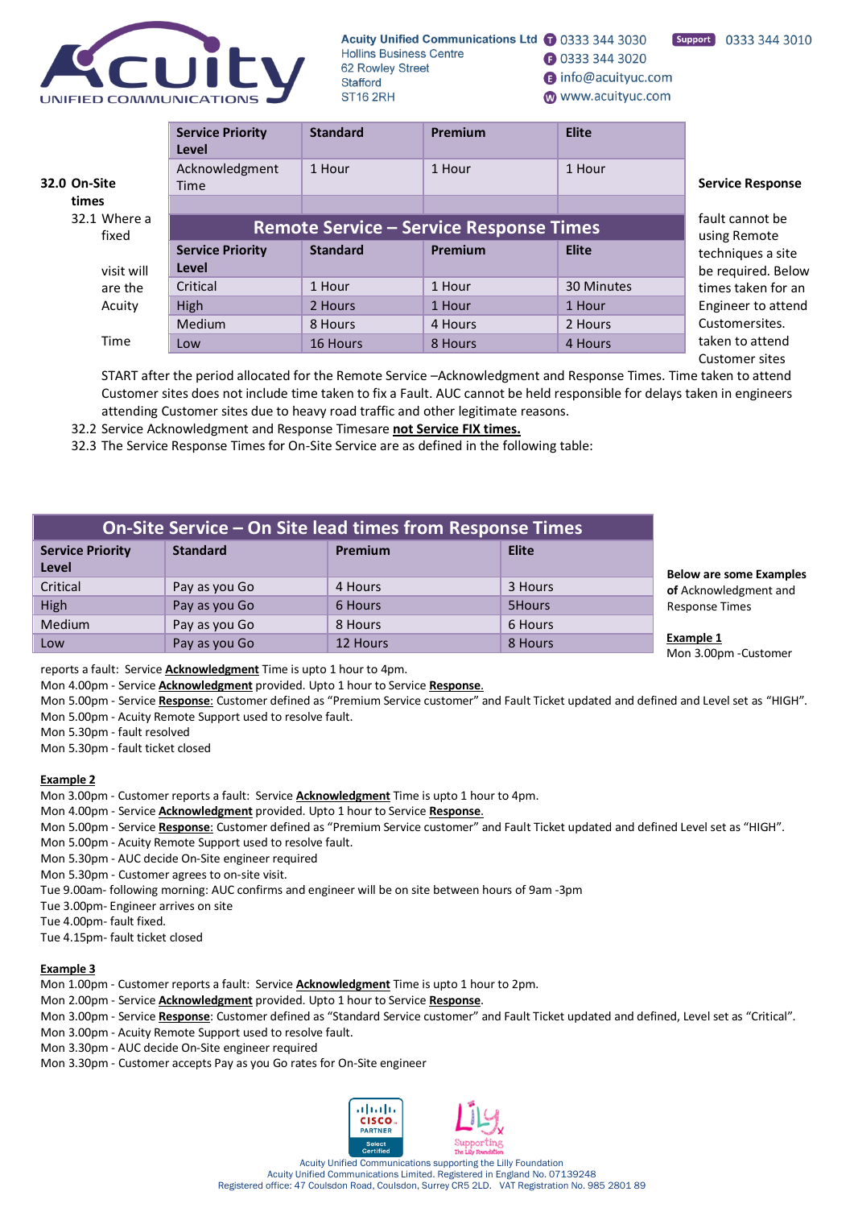| Service Priority Level | Standard | Premium | Elite |
|---|---|---|---|
| Acknowledgment Time | 1 Hour | 1 Hour | 1 Hour |

**Remote Service – Service Response Times**

| Service Priority Level | Standard | Premium | Elite |
|---|---|---|---|
| Critical | 1 Hour | 1 Hour | 30 Minutes |
| High | 2 Hours | 1 Hour | 1 Hour |
| Medium | 8 Hours | 4 Hours | 2 Hours |
| Low | 16 Hours | 8 Hours | 4 Hours |

**32.0 On-Site Service Response times**

32.1 Where a fault cannot be fixed using Remote techniques a site visit will be required. Below are the Acuity times taken for an Engineer to attend Customersites. Time taken to attend Customer sites START after the period allocated for the Remote Service –Acknowledgment and Response Times. Time taken to attend Customer sites does not include time taken to fix a Fault. AUC cannot be held responsible for delays taken in engineers attending Customer sites due to heavy road traffic and other legitimate reasons.

32.2 Service Acknowledgment and Response Timesare **not Service FIX times.**

32.3 The Service Response Times for On-Site Service are as defined in the following table:

**On-Site Service – On Site lead times from Response Times**

| Service Priority Level | Standard | Premium | Elite |
|---|---|---|---|
| Critical | Pay as you Go | 4 Hours | 3 Hours |
| High | Pay as you Go | 6 Hours | 5Hours |
| Medium | Pay as you Go | 8 Hours | 6 Hours |
| Low | Pay as you Go | 12 Hours | 8 Hours |

**Below are some Examples of** Acknowledgment and Response Times

**Example 1**

Mon 3.00pm -Customer reports a fault: Service **Acknowledgment** Time is upto 1 hour to 4pm.
Mon 4.00pm - Service **Acknowledgment** provided. Upto 1 hour to Service **Response**.
Mon 5.00pm - Service **Response**: Customer defined as “Premium Service customer” and Fault Ticket updated and defined and Level set as “HIGH”.
Mon 5.00pm - Acuity Remote Support used to resolve fault.
Mon 5.30pm - fault resolved
Mon 5.30pm - fault ticket closed

**Example 2**

Mon 3.00pm - Customer reports a fault: Service **Acknowledgment** Time is upto 1 hour to 4pm.
Mon 4.00pm - Service **Acknowledgment** provided. Upto 1 hour to Service **Response**.
Mon 5.00pm - Service **Response**: Customer defined as “Premium Service customer” and Fault Ticket updated and defined Level set as “HIGH”.
Mon 5.00pm - Acuity Remote Support used to resolve fault.
Mon 5.30pm - AUC decide On-Site engineer required
Mon 5.30pm - Customer agrees to on-site visit.
Tue 9.00am- following morning: AUC confirms and engineer will be on site between hours of 9am -3pm
Tue 3.00pm- Engineer arrives on site
Tue 4.00pm- fault fixed.
Tue 4.15pm- fault ticket closed

**Example 3**

Mon 1.00pm - Customer reports a fault: Service **Acknowledgment** Time is upto 1 hour to 2pm.
Mon 2.00pm - Service **Acknowledgment** provided. Upto 1 hour to Service **Response**.
Mon 3.00pm - Service **Response**: Customer defined as “Standard Service customer” and Fault Ticket updated and defined, Level set as “Critical”.
Mon 3.00pm - Acuity Remote Support used to resolve fault.
Mon 3.30pm - AUC decide On-Site engineer required
Mon 3.30pm - Customer accepts Pay as you Go rates for On-Site engineer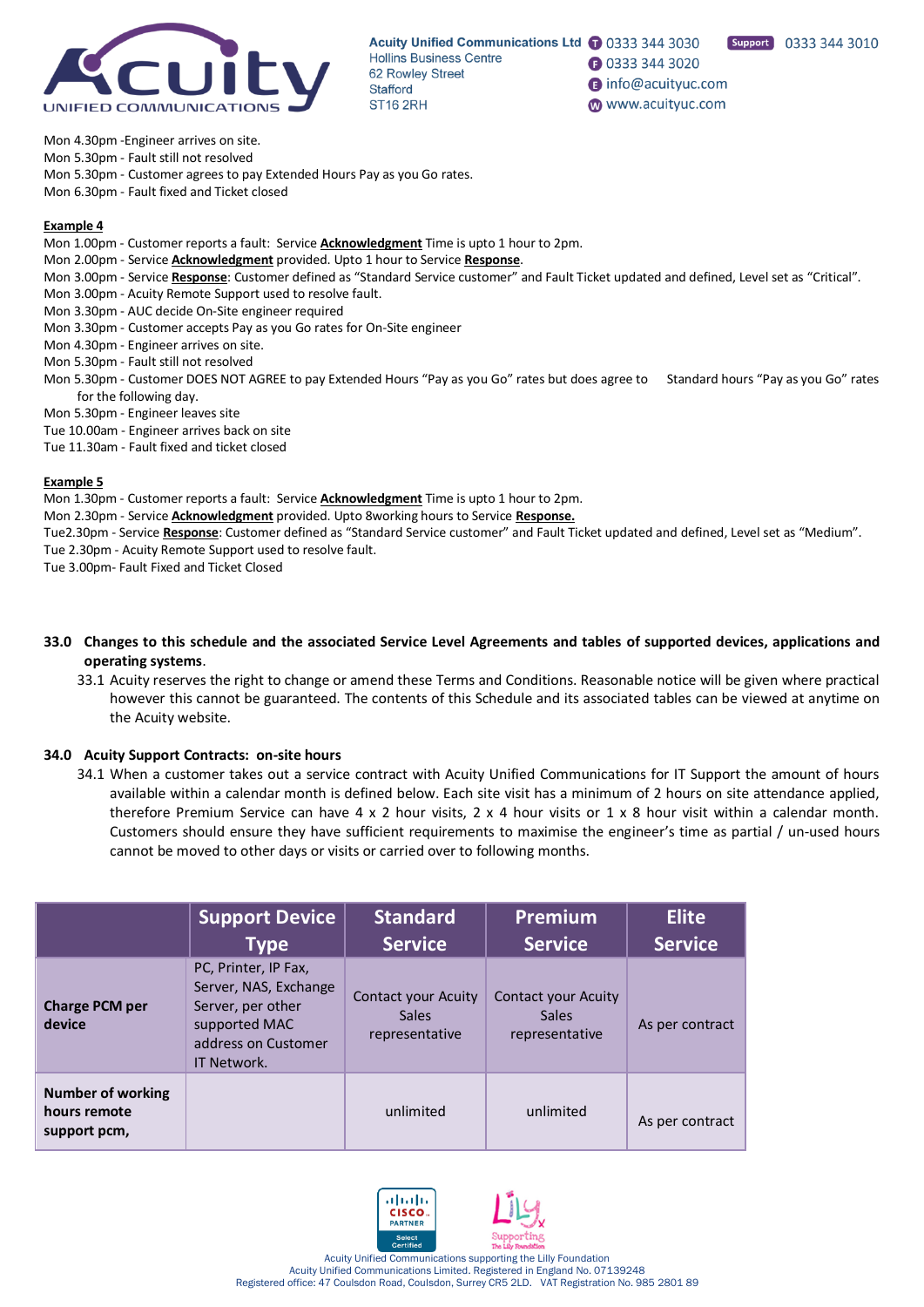Mon 4.30pm -Engineer arrives on site.
Mon 5.30pm - Fault still not resolved
Mon 5.30pm - Customer agrees to pay Extended Hours Pay as you Go rates.
Mon 6.30pm - Fault fixed and Ticket closed

**Example 4**
Mon 1.00pm - Customer reports a fault: Service **Acknowledgment** Time is upto 1 hour to 2pm.
Mon 2.00pm - Service **Acknowledgment** provided. Upto 1 hour to Service **Response**.
Mon 3.00pm - Service **Response**: Customer defined as "Standard Service customer" and Fault Ticket updated and defined, Level set as "Critical".
Mon 3.00pm - Acuity Remote Support used to resolve fault.
Mon 3.30pm - AUC decide On-Site engineer required
Mon 3.30pm - Customer accepts Pay as you Go rates for On-Site engineer
Mon 4.30pm - Engineer arrives on site.
Mon 5.30pm - Fault still not resolved
Mon 5.30pm - Customer DOES NOT AGREE to pay Extended Hours "Pay as you Go" rates but does agree to Standard hours "Pay as you Go" rates for the following day.
Mon 5.30pm - Engineer leaves site
Tue 10.00am - Engineer arrives back on site
Tue 11.30am - Fault fixed and ticket closed

**Example 5**
Mon 1.30pm - Customer reports a fault: Service **Acknowledgment** Time is upto 1 hour to 2pm.
Mon 2.30pm - Service **Acknowledgment** provided. Upto 8working hours to Service **Response.**
Tue2.30pm - Service **Response**: Customer defined as "Standard Service customer" and Fault Ticket updated and defined, Level set as "Medium".
Tue 2.30pm - Acuity Remote Support used to resolve fault.
Tue 3.00pm- Fault Fixed and Ticket Closed

## 33.0 Changes to this schedule and the associated Service Level Agreements and tables of supported devices, applications and operating systems.

33.1 Acuity reserves the right to change or amend these Terms and Conditions. Reasonable notice will be given where practical however this cannot be guaranteed. The contents of this Schedule and its associated tables can be viewed at anytime on the Acuity website.

## 34.0 Acuity Support Contracts: on-site hours

34.1 When a customer takes out a service contract with Acuity Unified Communications for IT Support the amount of hours available within a calendar month is defined below. Each site visit has a minimum of 2 hours on site attendance applied, therefore Premium Service can have 4 x 2 hour visits, 2 x 4 hour visits or 1 x 8 hour visit within a calendar month. Customers should ensure they have sufficient requirements to maximise the engineer's time as partial / un-used hours cannot be moved to other days or visits or carried over to following months.

| | Support Device Type | Standard Service | Premium Service | Elite Service |
|---|---|---|---|---|
| **Charge PCM per device** | PC, Printer, IP Fax, Server, NAS, Exchange Server, per other supported MAC address on Customer IT Network. | Contact your Acuity Sales representative | Contact your Acuity Sales representative | As per contract |
| **Number of working hours remote support pcm,** | | unlimited | unlimited | As per contract |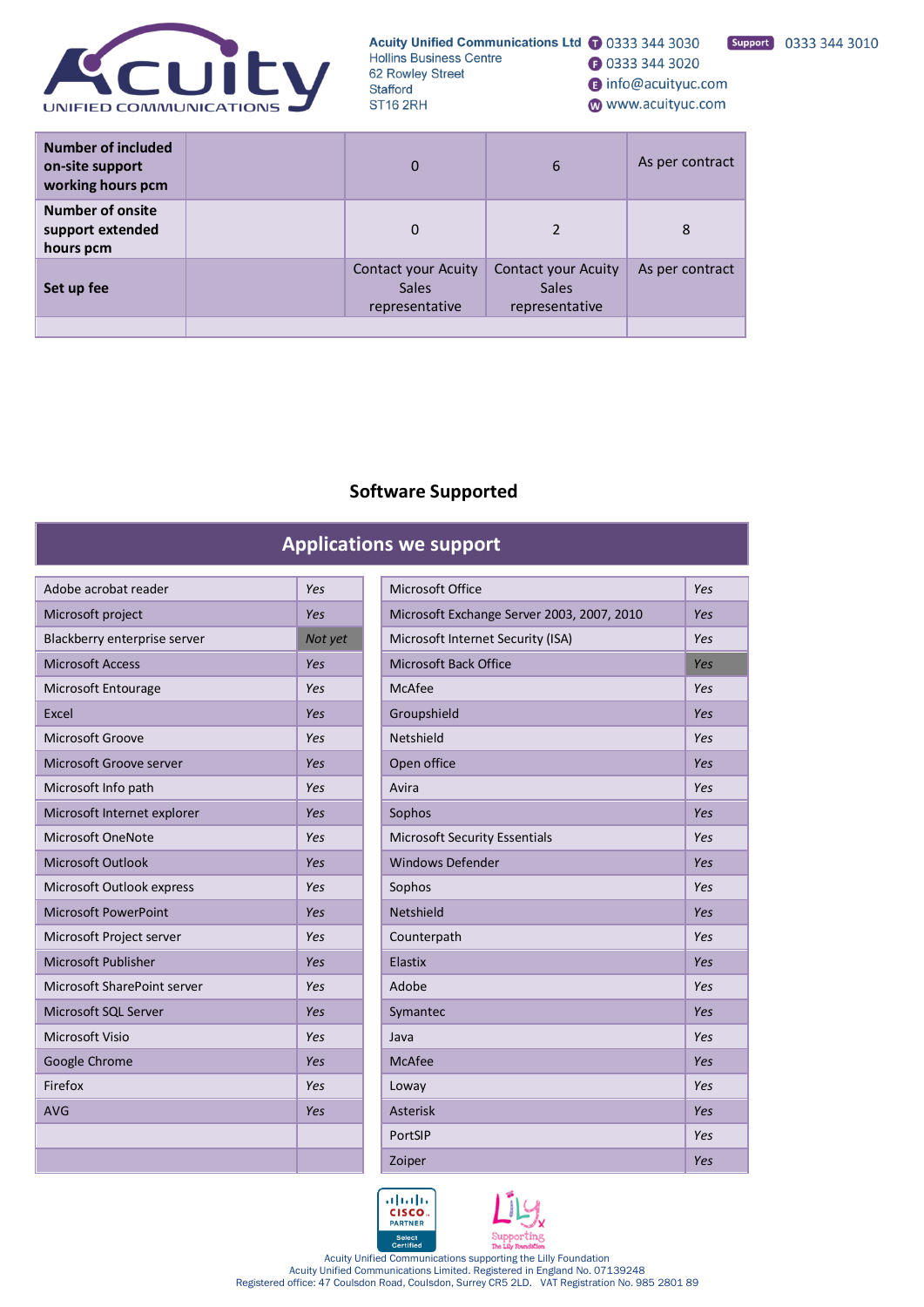| Number of included on-site support working hours pcm | | 0 | 6 | As per contract |
|---|---|---|---|---|
| Number of onsite support extended hours pcm | | 0 | 2 | 8 |
| Set up fee | | Contact your Acuity Sales representative | Contact your Acuity Sales representative | As per contract |
| | | | | |

## Software Supported

### Applications we support

| Application | Supported | Application | Supported |
|---|---|---|---|
| Adobe acrobat reader | *Yes* | Microsoft Office | *Yes* |
| Microsoft project | *Yes* | Microsoft Exchange Server 2003, 2007, 2010 | *Yes* |
| Blackberry enterprise server | *Not yet* | Microsoft Internet Security (ISA) | *Yes* |
| Microsoft Access | *Yes* | Microsoft Back Office | *Yes* |
| Microsoft Entourage | *Yes* | McAfee | *Yes* |
| Excel | *Yes* | Groupshield | *Yes* |
| Microsoft Groove | *Yes* | Netshield | *Yes* |
| Microsoft Groove server | *Yes* | Open office | *Yes* |
| Microsoft Info path | *Yes* | Avira | *Yes* |
| Microsoft Internet explorer | *Yes* | Sophos | *Yes* |
| Microsoft OneNote | *Yes* | Microsoft Security Essentials | *Yes* |
| Microsoft Outlook | *Yes* | Windows Defender | *Yes* |
| Microsoft Outlook express | *Yes* | Sophos | *Yes* |
| Microsoft PowerPoint | *Yes* | Netshield | *Yes* |
| Microsoft Project server | *Yes* | Counterpath | *Yes* |
| Microsoft Publisher | *Yes* | Elastix | *Yes* |
| Microsoft SharePoint server | *Yes* | Adobe | *Yes* |
| Microsoft SQL Server | *Yes* | Symantec | *Yes* |
| Microsoft Visio | *Yes* | Java | *Yes* |
| Google Chrome | *Yes* | McAfee | *Yes* |
| Firefox | *Yes* | Loway | *Yes* |
| AVG | *Yes* | Asterisk | *Yes* |
| | | PortSIP | *Yes* |
| | | Zoiper | *Yes* |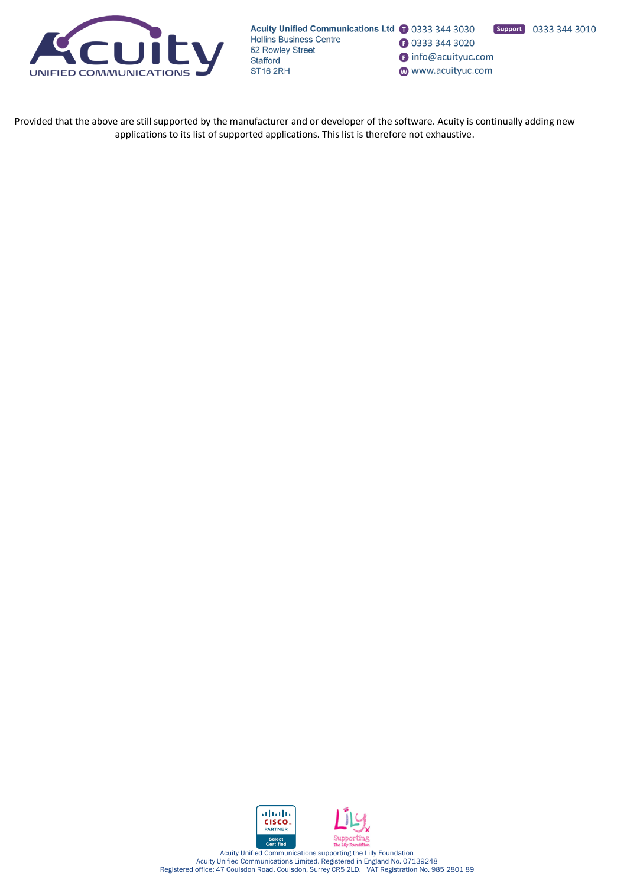Provided that the above are still supported by the manufacturer and or developer of the software. Acuity is continually adding new applications to its list of supported applications. This list is therefore not exhaustive.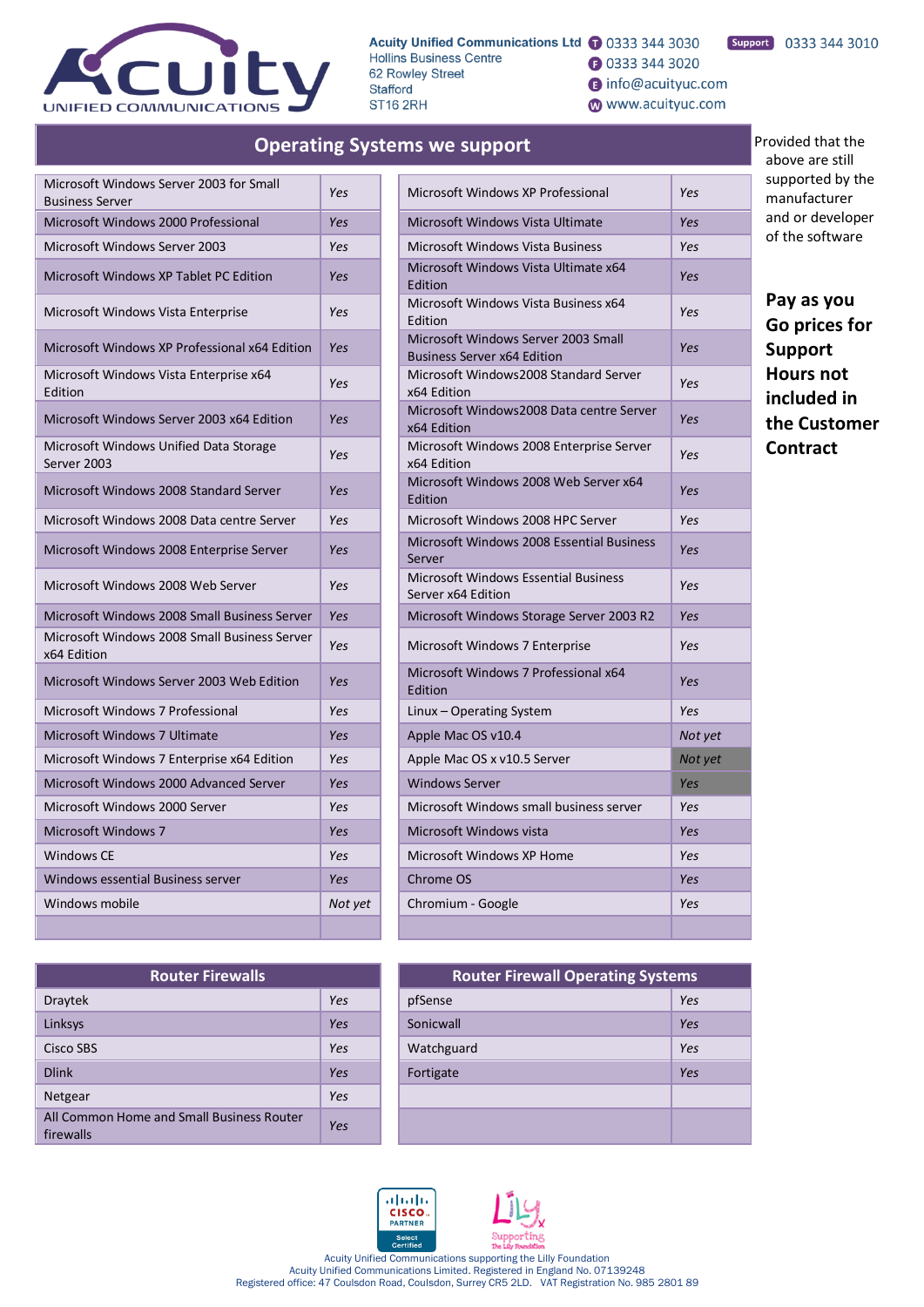**Acuity Unified Communications Ltd**
Hollins Business Centre
62 Rowley Street
Stafford
ST16 2RH

T 0333 344 3030
F 0333 344 3020
E info@acuityuc.com
W www.acuityuc.com

Support 0333 344 3010

## Operating Systems we support

| | | | |
|---|---|---|---|
| Microsoft Windows Server 2003 for Small Business Server | Yes | Microsoft Windows XP Professional | Yes |
| Microsoft Windows 2000 Professional | Yes | Microsoft Windows Vista Ultimate | Yes |
| Microsoft Windows Server 2003 | Yes | Microsoft Windows Vista Business | Yes |
| Microsoft Windows XP Tablet PC Edition | Yes | Microsoft Windows Vista Ultimate x64 Edition | Yes |
| Microsoft Windows Vista Enterprise | Yes | Microsoft Windows Vista Business x64 Edition | Yes |
| Microsoft Windows XP Professional x64 Edition | Yes | Microsoft Windows Server 2003 Small Business Server x64 Edition | Yes |
| Microsoft Windows Vista Enterprise x64 Edition | Yes | Microsoft Windows2008 Standard Server x64 Edition | Yes |
| Microsoft Windows Server 2003 x64 Edition | Yes | Microsoft Windows2008 Data centre Server x64 Edition | Yes |
| Microsoft Windows Unified Data Storage Server 2003 | Yes | Microsoft Windows 2008 Enterprise Server x64 Edition | Yes |
| Microsoft Windows 2008 Standard Server | Yes | Microsoft Windows 2008 Web Server x64 Edition | Yes |
| Microsoft Windows 2008 Data centre Server | Yes | Microsoft Windows 2008 HPC Server | Yes |
| Microsoft Windows 2008 Enterprise Server | Yes | Microsoft Windows 2008 Essential Business Server | Yes |
| Microsoft Windows 2008 Web Server | Yes | Microsoft Windows Essential Business Server x64 Edition | Yes |
| Microsoft Windows 2008 Small Business Server | Yes | Microsoft Windows Storage Server 2003 R2 | Yes |
| Microsoft Windows 2008 Small Business Server x64 Edition | Yes | Microsoft Windows 7 Enterprise | Yes |
| Microsoft Windows Server 2003 Web Edition | Yes | Microsoft Windows 7 Professional x64 Edition | Yes |
| Microsoft Windows 7 Professional | Yes | Linux – Operating System | Yes |
| Microsoft Windows 7 Ultimate | Yes | Apple Mac OS v10.4 | Not yet |
| Microsoft Windows 7 Enterprise x64 Edition | Yes | Apple Mac OS x v10.5 Server | Not yet |
| Microsoft Windows 2000 Advanced Server | Yes | Windows Server | Yes |
| Microsoft Windows 2000 Server | Yes | Microsoft Windows small business server | Yes |
| Microsoft Windows 7 | Yes | Microsoft Windows vista | Yes |
| Windows CE | Yes | Microsoft Windows XP Home | Yes |
| Windows essential Business server | Yes | Chrome OS | Yes |
| Windows mobile | Not yet | Chromium - Google | Yes |

Provided that the above are still supported by the manufacturer and or developer of the software

**Pay as you Go prices for Support Hours not included in the Customer Contract**

| Router Firewalls | |
|---|---|
| Draytek | Yes |
| Linksys | Yes |
| Cisco SBS | Yes |
| Dlink | Yes |
| Netgear | Yes |
| All Common Home and Small Business Router firewalls | Yes |

| Router Firewall Operating Systems | |
|---|---|
| pfSense | Yes |
| Sonicwall | Yes |
| Watchguard | Yes |
| Fortigate | Yes |

Acuity Unified Communications supporting the Lilly Foundation
Acuity Unified Communications Limited. Registered in England No. 07139248
Registered office: 47 Coulsdon Road, Coulsdon, Surrey CR5 2LD. VAT Registration No. 985 2801 89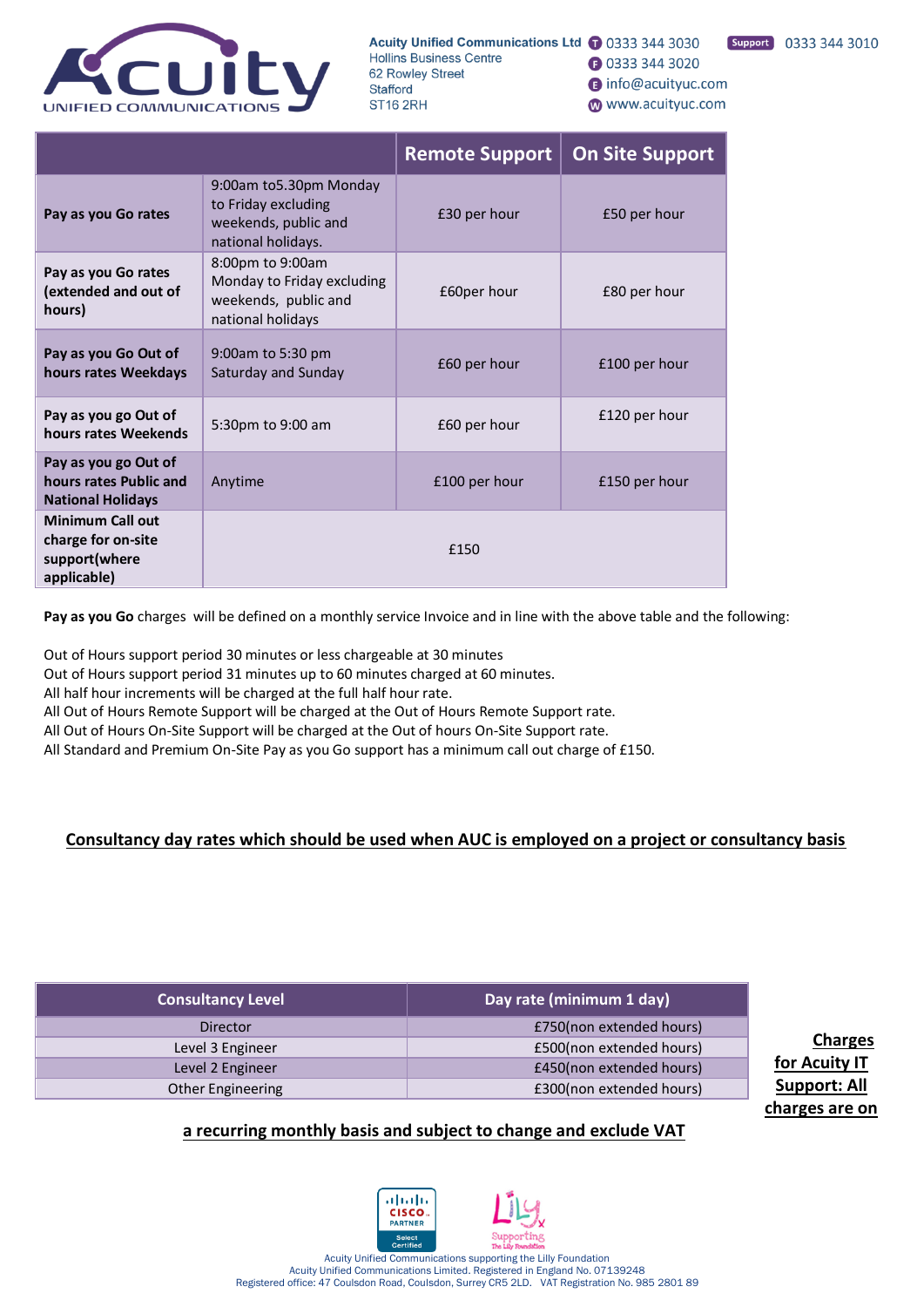| | | Remote Support | On Site Support |
|---|---|---|---|
| **Pay as you Go rates** | 9:00am to5.30pm Monday to Friday excluding weekends, public and national holidays. | £30 per hour | £50 per hour |
| **Pay as you Go rates (extended and out of hours)** | 8:00pm to 9:00am Monday to Friday excluding weekends, public and national holidays | £60per hour | £80 per hour |
| **Pay as you Go Out of hours rates Weekdays** | 9:00am to 5:30 pm Saturday and Sunday | £60 per hour | £100 per hour |
| **Pay as you go Out of hours rates Weekends** | 5:30pm to 9:00 am | £60 per hour | £120 per hour |
| **Pay as you go Out of hours rates Public and National Holidays** | Anytime | £100 per hour | £150 per hour |
| **Minimum Call out charge for on-site support(where applicable)** | £150 | | |

**Pay as you Go** charges will be defined on a monthly service Invoice and in line with the above table and the following:

Out of Hours support period 30 minutes or less chargeable at 30 minutes
Out of Hours support period 31 minutes up to 60 minutes charged at 60 minutes.
All half hour increments will be charged at the full half hour rate.
All Out of Hours Remote Support will be charged at the Out of Hours Remote Support rate.
All Out of Hours On-Site Support will be charged at the Out of hours On-Site Support rate.
All Standard and Premium On-Site Pay as you Go support has a minimum call out charge of £150.

**Consultancy day rates which should be used when AUC is employed on a project or consultancy basis**

| Consultancy Level | Day rate (minimum 1 day) |
|---|---|
| Director | £750(non extended hours) |
| Level 3 Engineer | £500(non extended hours) |
| Level 2 Engineer | £450(non extended hours) |
| Other Engineering | £300(non extended hours) |

**Charges for Acuity IT Support: All charges are on a recurring monthly basis and subject to change and exclude VAT**

Acuity Unified Communications supporting the Lilly Foundation
Acuity Unified Communications Limited. Registered in England No. 07139248
Registered office: 47 Coulsdon Road, Coulsdon, Surrey CR5 2LD. VAT Registration No. 985 2801 89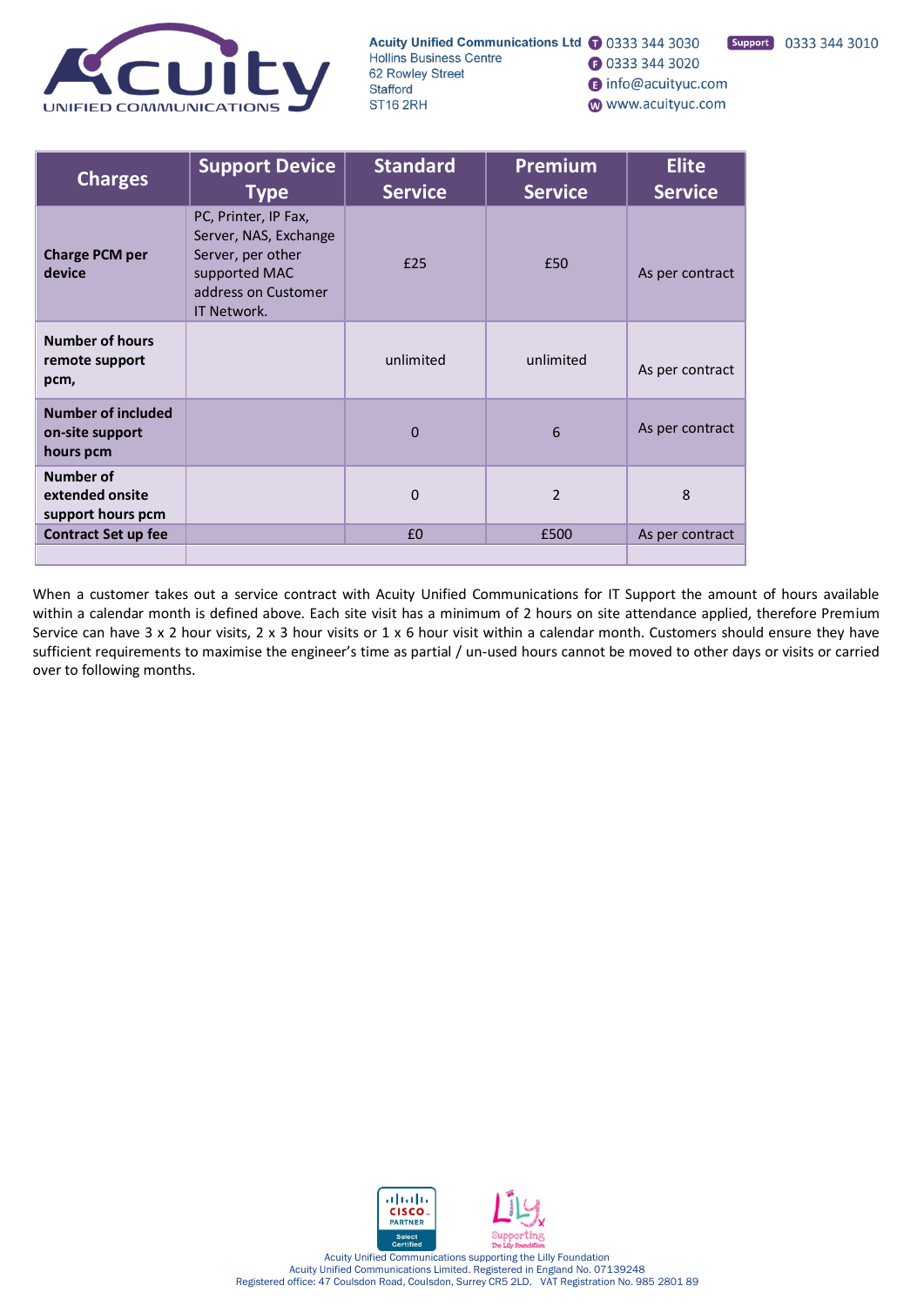| Charges | Support Device Type | Standard Service | Premium Service | Elite Service |
|---|---|---|---|---|
| **Charge PCM per device** | PC, Printer, IP Fax, Server, NAS, Exchange Server, per other supported MAC address on Customer IT Network. | £25 | £50 | As per contract |
| **Number of hours remote support pcm,** | | unlimited | unlimited | As per contract |
| **Number of included on-site support hours pcm** | | 0 | 6 | As per contract |
| **Number of extended onsite support hours pcm** | | 0 | 2 | 8 |
| **Contract Set up fee** | | £0 | £500 | As per contract |
| | | | | |

When a customer takes out a service contract with Acuity Unified Communications for IT Support the amount of hours available within a calendar month is defined above. Each site visit has a minimum of 2 hours on site attendance applied, therefore Premium Service can have 3 x 2 hour visits, 2 x 3 hour visits or 1 x 6 hour visit within a calendar month. Customers should ensure they have sufficient requirements to maximise the engineer's time as partial / un-used hours cannot be moved to other days or visits or carried over to following months.